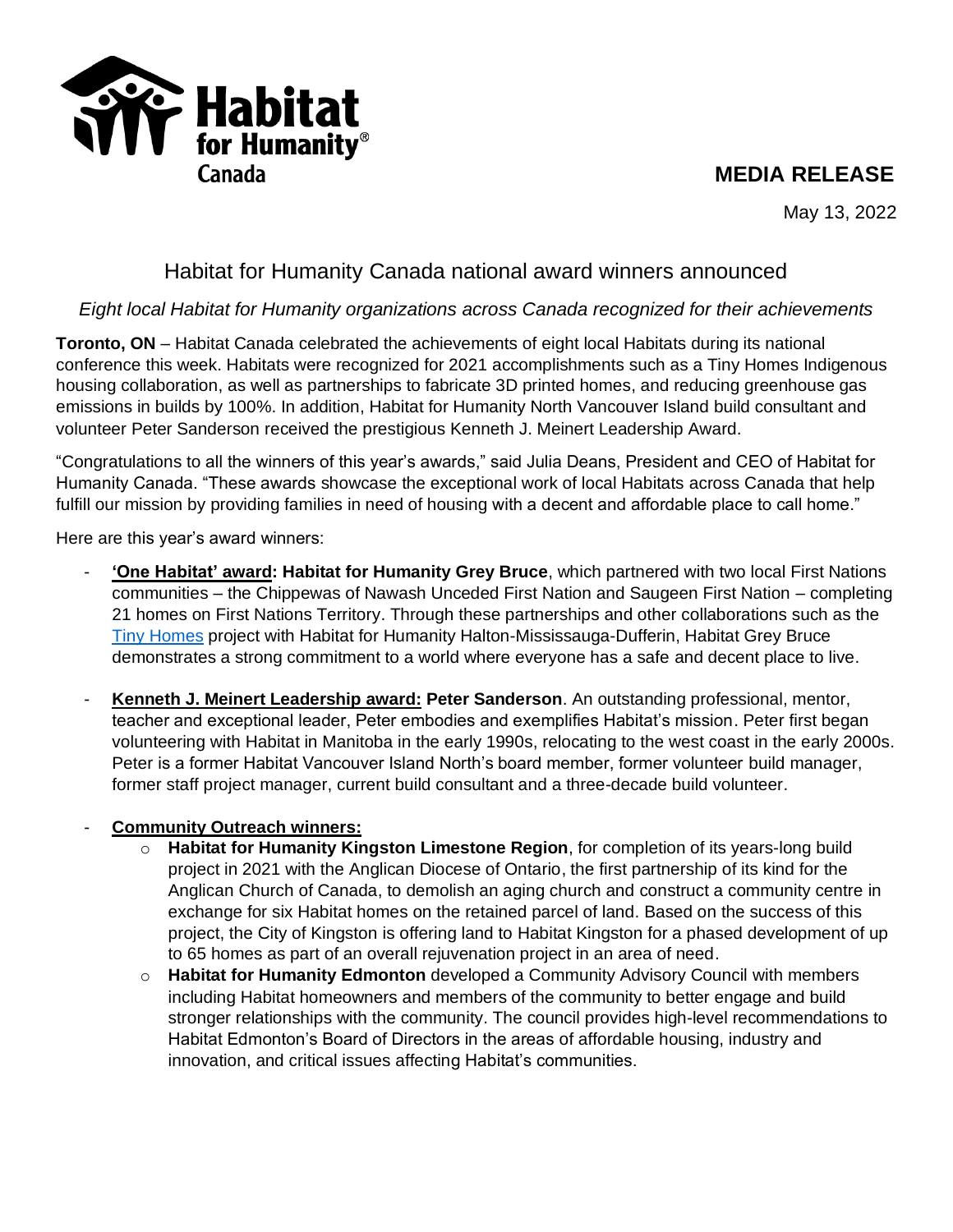Habitat for Humanity Canada

**MEDIA RELEASE**

May 13, 2022

# Habitat for Humanity Canada national award winners announced

*Eight local Habitat for Humanity organizations across Canada recognized for their achievements*

**Toronto, ON** – Habitat Canada celebrated the achievements of eight local Habitats during its national conference this week. Habitats were recognized for 2021 accomplishments such as a Tiny Homes Indigenous housing collaboration, as well as partnerships to fabricate 3D printed homes, and reducing greenhouse gas emissions in builds by 100%. In addition, Habitat for Humanity North Vancouver Island build consultant and volunteer Peter Sanderson received the prestigious Kenneth J. Meinert Leadership Award.

"Congratulations to all the winners of this year's awards," said Julia Deans, President and CEO of Habitat for Humanity Canada. "These awards showcase the exceptional work of local Habitats across Canada that help fulfill our mission by providing families in need of housing with a decent and affordable place to call home."

Here are this year's award winners:

- **'One Habitat' award: Habitat for Humanity Grey Bruce**, which partnered with two local First Nations communities – the Chippewas of Nawash Unceded First Nation and Saugeen First Nation – completing 21 homes on First Nations Territory. Through these partnerships and other collaborations such as the Tiny Homes project with Habitat for Humanity Halton-Mississauga-Dufferin, Habitat Grey Bruce demonstrates a strong commitment to a world where everyone has a safe and decent place to live.
- **Kenneth J. Meinert Leadership award: Peter Sanderson**. An outstanding professional, mentor, teacher and exceptional leader, Peter embodies and exemplifies Habitat's mission. Peter first began volunteering with Habitat in Manitoba in the early 1990s, relocating to the west coast in the early 2000s. Peter is a former Habitat Vancouver Island North's board member, former volunteer build manager, former staff project manager, current build consultant and a three-decade build volunteer.
- **Community Outreach winners:**
  - **Habitat for Humanity Kingston Limestone Region**, for completion of its years-long build project in 2021 with the Anglican Diocese of Ontario, the first partnership of its kind for the Anglican Church of Canada, to demolish an aging church and construct a community centre in exchange for six Habitat homes on the retained parcel of land. Based on the success of this project, the City of Kingston is offering land to Habitat Kingston for a phased development of up to 65 homes as part of an overall rejuvenation project in an area of need.
  - **Habitat for Humanity Edmonton** developed a Community Advisory Council with members including Habitat homeowners and members of the community to better engage and build stronger relationships with the community. The council provides high-level recommendations to Habitat Edmonton's Board of Directors in the areas of affordable housing, industry and innovation, and critical issues affecting Habitat's communities.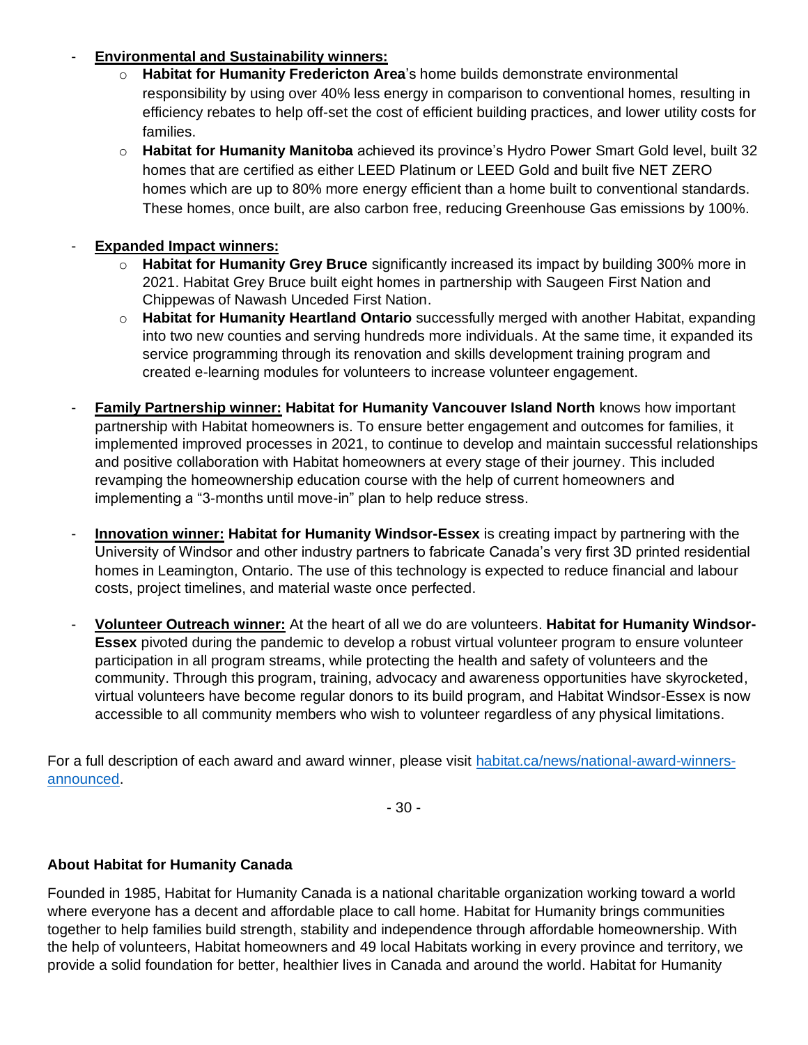- **Environmental and Sustainability winners:**
    - **Habitat for Humanity Fredericton Area**'s home builds demonstrate environmental responsibility by using over 40% less energy in comparison to conventional homes, resulting in efficiency rebates to help off-set the cost of efficient building practices, and lower utility costs for families.
    - **Habitat for Humanity Manitoba** achieved its province's Hydro Power Smart Gold level, built 32 homes that are certified as either LEED Platinum or LEED Gold and built five NET ZERO homes which are up to 80% more energy efficient than a home built to conventional standards. These homes, once built, are also carbon free, reducing Greenhouse Gas emissions by 100%.

- **Expanded Impact winners:**
    - **Habitat for Humanity Grey Bruce** significantly increased its impact by building 300% more in 2021. Habitat Grey Bruce built eight homes in partnership with Saugeen First Nation and Chippewas of Nawash Unceded First Nation.
    - **Habitat for Humanity Heartland Ontario** successfully merged with another Habitat, expanding into two new counties and serving hundreds more individuals. At the same time, it expanded its service programming through its renovation and skills development training program and created e-learning modules for volunteers to increase volunteer engagement.

- **Family Partnership winner:** **Habitat for Humanity Vancouver Island North** knows how important partnership with Habitat homeowners is. To ensure better engagement and outcomes for families, it implemented improved processes in 2021, to continue to develop and maintain successful relationships and positive collaboration with Habitat homeowners at every stage of their journey. This included revamping the homeownership education course with the help of current homeowners and implementing a "3-months until move-in" plan to help reduce stress.

- **Innovation winner:** **Habitat for Humanity Windsor-Essex** is creating impact by partnering with the University of Windsor and other industry partners to fabricate Canada's very first 3D printed residential homes in Leamington, Ontario. The use of this technology is expected to reduce financial and labour costs, project timelines, and material waste once perfected.

- **Volunteer Outreach winner:** At the heart of all we do are volunteers. **Habitat for Humanity Windsor-Essex** pivoted during the pandemic to develop a robust virtual volunteer program to ensure volunteer participation in all program streams, while protecting the health and safety of volunteers and the community. Through this program, training, advocacy and awareness opportunities have skyrocketed, virtual volunteers have become regular donors to its build program, and Habitat Windsor-Essex is now accessible to all community members who wish to volunteer regardless of any physical limitations.

For a full description of each award and award winner, please visit [habitat.ca/news/national-award-winners-announced](habitat.ca/news/national-award-winners-announced).

\- 30 -

**About Habitat for Humanity Canada**

Founded in 1985, Habitat for Humanity Canada is a national charitable organization working toward a world where everyone has a decent and affordable place to call home. Habitat for Humanity brings communities together to help families build strength, stability and independence through affordable homeownership. With the help of volunteers, Habitat homeowners and 49 local Habitats working in every province and territory, we provide a solid foundation for better, healthier lives in Canada and around the world. Habitat for Humanity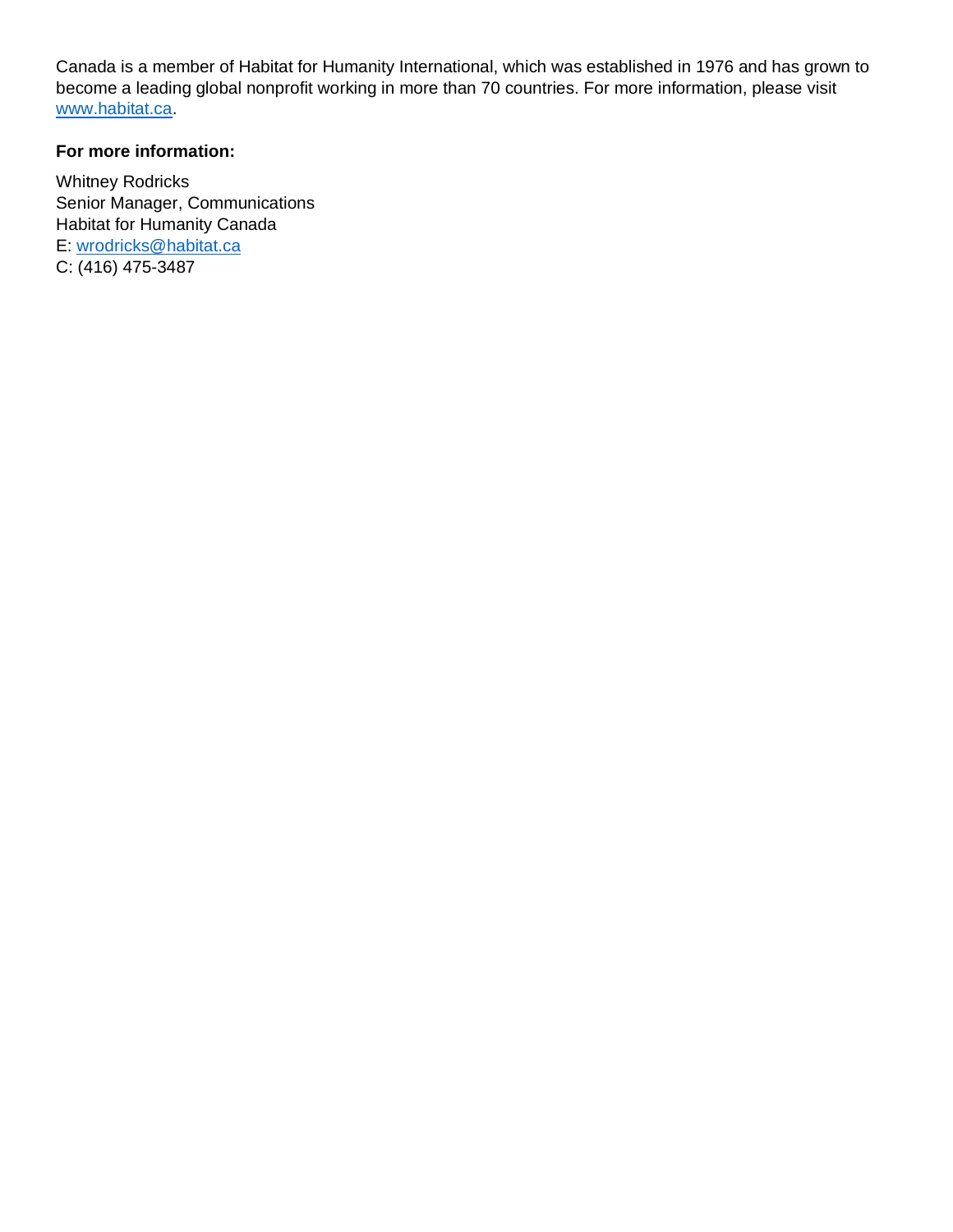Canada is a member of Habitat for Humanity International, which was established in 1976 and has grown to become a leading global nonprofit working in more than 70 countries. For more information, please visit www.habitat.ca.

**For more information:**

Whitney Rodricks
Senior Manager, Communications
Habitat for Humanity Canada
E: wrodricks@habitat.ca
C: (416) 475-3487